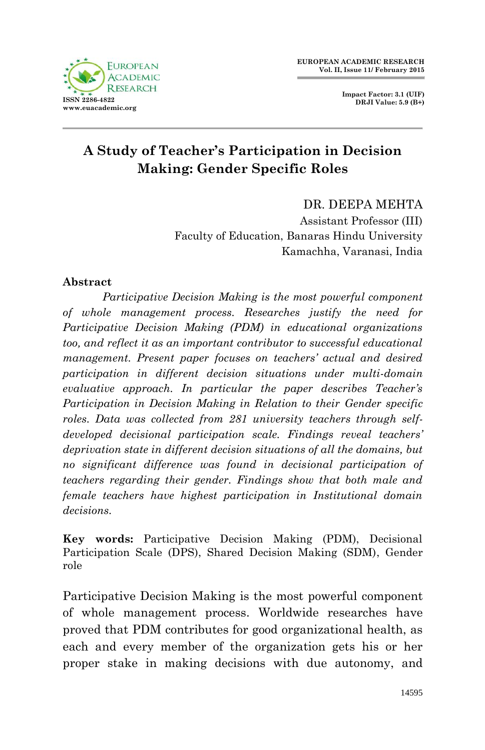# A Study of Teacher's Participation in Decision Making: Gender Specific Roles

DR. DEEPA MEHTA
Assistant Professor (III)
Faculty of Education, Banaras Hindu University
Kamachha, Varanasi, India

## Abstract

*Participative Decision Making is the most powerful component of whole management process. Researches justify the need for Participative Decision Making (PDM) in educational organizations too, and reflect it as an important contributor to successful educational management. Present paper focuses on teachers' actual and desired participation in different decision situations under multi-domain evaluative approach. In particular the paper describes Teacher's Participation in Decision Making in Relation to their Gender specific roles. Data was collected from 281 university teachers through self-developed decisional participation scale. Findings reveal teachers' deprivation state in different decision situations of all the domains, but no significant difference was found in decisional participation of teachers regarding their gender. Findings show that both male and female teachers have highest participation in Institutional domain decisions.*

**Key words:** Participative Decision Making (PDM), Decisional Participation Scale (DPS), Shared Decision Making (SDM), Gender role

Participative Decision Making is the most powerful component of whole management process. Worldwide researches have proved that PDM contributes for good organizational health, as each and every member of the organization gets his or her proper stake in making decisions with due autonomy, and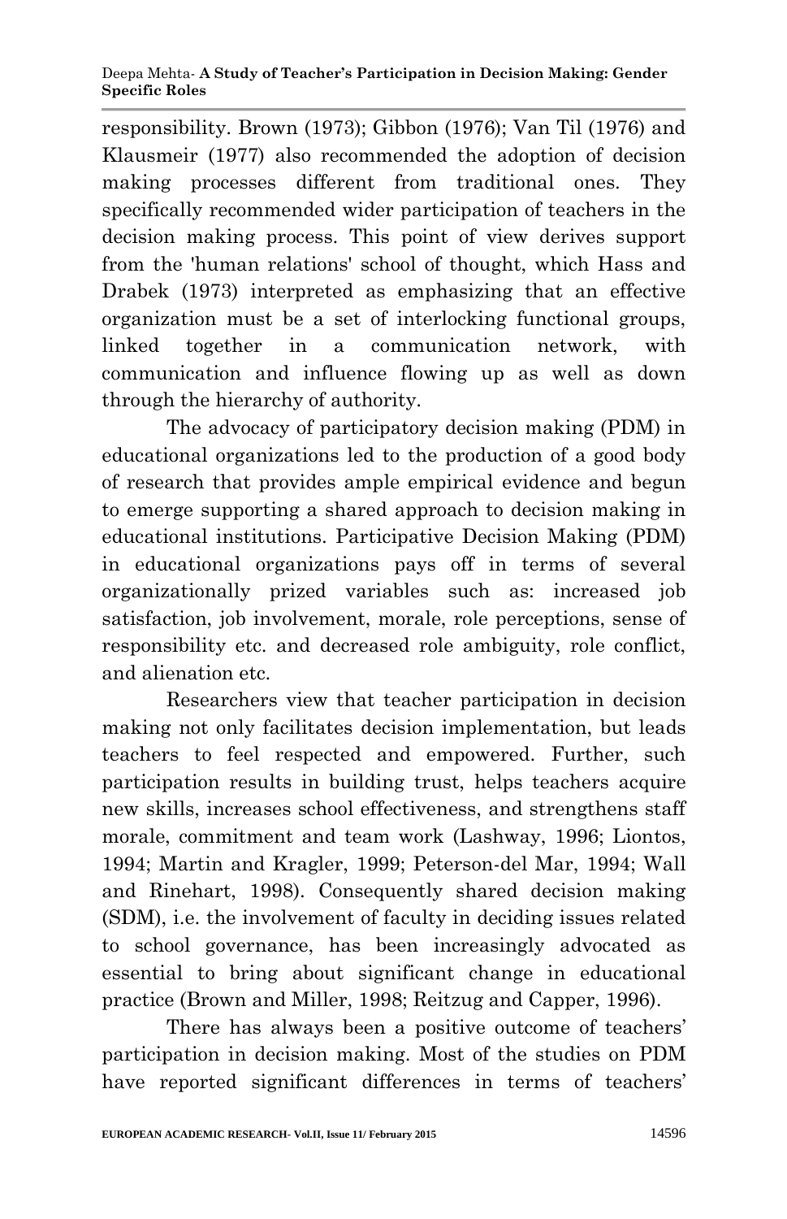responsibility. Brown (1973); Gibbon (1976); Van Til (1976) and Klausmeir (1977) also recommended the adoption of decision making processes different from traditional ones. They specifically recommended wider participation of teachers in the decision making process. This point of view derives support from the 'human relations' school of thought, which Hass and Drabek (1973) interpreted as emphasizing that an effective organization must be a set of interlocking functional groups, linked together in a communication network, with communication and influence flowing up as well as down through the hierarchy of authority.

The advocacy of participatory decision making (PDM) in educational organizations led to the production of a good body of research that provides ample empirical evidence and begun to emerge supporting a shared approach to decision making in educational institutions. Participative Decision Making (PDM) in educational organizations pays off in terms of several organizationally prized variables such as: increased job satisfaction, job involvement, morale, role perceptions, sense of responsibility etc. and decreased role ambiguity, role conflict, and alienation etc.

Researchers view that teacher participation in decision making not only facilitates decision implementation, but leads teachers to feel respected and empowered. Further, such participation results in building trust, helps teachers acquire new skills, increases school effectiveness, and strengthens staff morale, commitment and team work (Lashway, 1996; Liontos, 1994; Martin and Kragler, 1999; Peterson-del Mar, 1994; Wall and Rinehart, 1998). Consequently shared decision making (SDM), i.e. the involvement of faculty in deciding issues related to school governance, has been increasingly advocated as essential to bring about significant change in educational practice (Brown and Miller, 1998; Reitzug and Capper, 1996).

There has always been a positive outcome of teachers' participation in decision making. Most of the studies on PDM have reported significant differences in terms of teachers'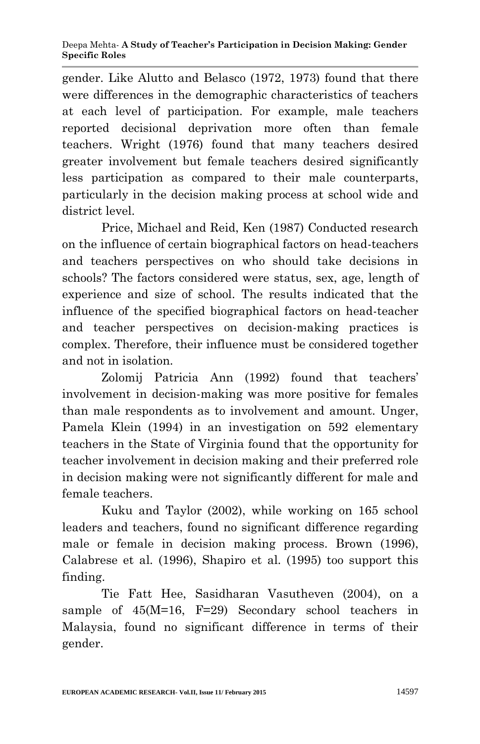gender. Like Alutto and Belasco (1972, 1973) found that there were differences in the demographic characteristics of teachers at each level of participation. For example, male teachers reported decisional deprivation more often than female teachers. Wright (1976) found that many teachers desired greater involvement but female teachers desired significantly less participation as compared to their male counterparts, particularly in the decision making process at school wide and district level.

Price, Michael and Reid, Ken (1987) Conducted research on the influence of certain biographical factors on head-teachers and teachers perspectives on who should take decisions in schools? The factors considered were status, sex, age, length of experience and size of school. The results indicated that the influence of the specified biographical factors on head-teacher and teacher perspectives on decision-making practices is complex. Therefore, their influence must be considered together and not in isolation.

Zolomij Patricia Ann (1992) found that teachers' involvement in decision-making was more positive for females than male respondents as to involvement and amount. Unger, Pamela Klein (1994) in an investigation on 592 elementary teachers in the State of Virginia found that the opportunity for teacher involvement in decision making and their preferred role in decision making were not significantly different for male and female teachers.

Kuku and Taylor (2002), while working on 165 school leaders and teachers, found no significant difference regarding male or female in decision making process. Brown (1996), Calabrese et al. (1996), Shapiro et al. (1995) too support this finding.

Tie Fatt Hee, Sasidharan Vasutheven (2004), on a sample of 45(M=16, F=29) Secondary school teachers in Malaysia, found no significant difference in terms of their gender.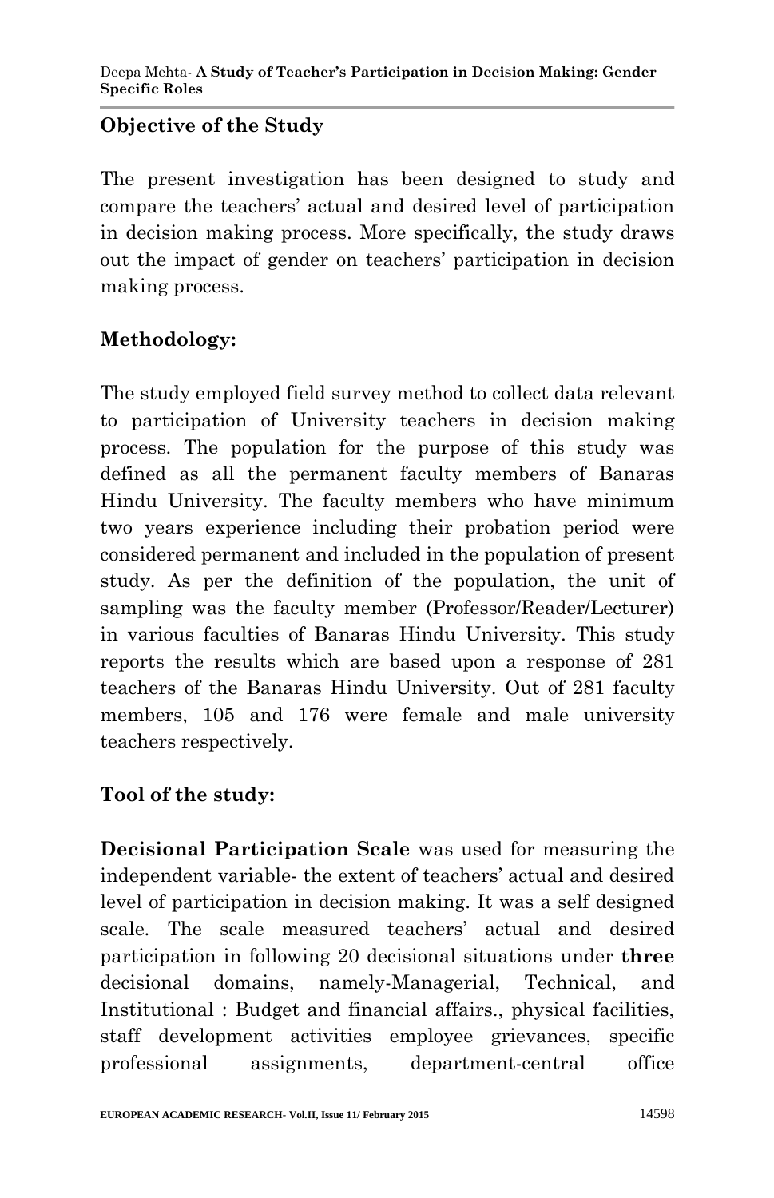## Objective of the Study

The present investigation has been designed to study and compare the teachers' actual and desired level of participation in decision making process. More specifically, the study draws out the impact of gender on teachers' participation in decision making process.

## Methodology:

The study employed field survey method to collect data relevant to participation of University teachers in decision making process. The population for the purpose of this study was defined as all the permanent faculty members of Banaras Hindu University. The faculty members who have minimum two years experience including their probation period were considered permanent and included in the population of present study. As per the definition of the population, the unit of sampling was the faculty member (Professor/Reader/Lecturer) in various faculties of Banaras Hindu University. This study reports the results which are based upon a response of 281 teachers of the Banaras Hindu University. Out of 281 faculty members, 105 and 176 were female and male university teachers respectively.

## Tool of the study:

**Decisional Participation Scale** was used for measuring the independent variable- the extent of teachers' actual and desired level of participation in decision making. It was a self designed scale. The scale measured teachers' actual and desired participation in following 20 decisional situations under **three** decisional domains, namely-Managerial, Technical, and Institutional : Budget and financial affairs., physical facilities, staff development activities employee grievances, specific professional assignments, department-central office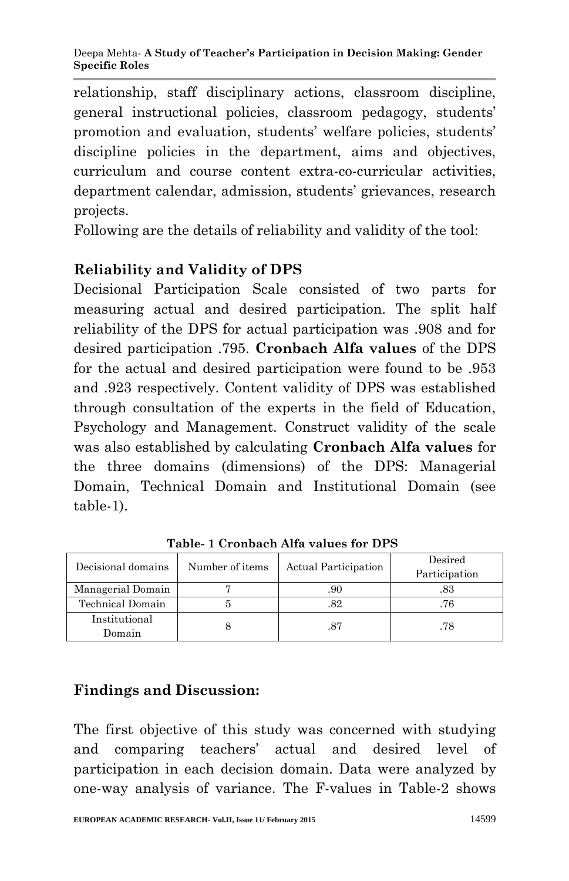relationship, staff disciplinary actions, classroom discipline, general instructional policies, classroom pedagogy, students' promotion and evaluation, students' welfare policies, students' discipline policies in the department, aims and objectives, curriculum and course content extra-co-curricular activities, department calendar, admission, students' grievances, research projects.

Following are the details of reliability and validity of the tool:

## Reliability and Validity of DPS

Decisional Participation Scale consisted of two parts for measuring actual and desired participation. The split half reliability of the DPS for actual participation was .908 and for desired participation .795. **Cronbach Alfa values** of the DPS for the actual and desired participation were found to be .953 and .923 respectively. Content validity of DPS was established through consultation of the experts in the field of Education, Psychology and Management. Construct validity of the scale was also established by calculating **Cronbach Alfa values** for the three domains (dimensions) of the DPS: Managerial Domain, Technical Domain and Institutional Domain (see table-1).

**Table- 1 Cronbach Alfa values for DPS**

| Decisional domains | Number of items | Actual Participation | Desired Participation |
|---|---|---|---|
| Managerial Domain | 7 | .90 | .83 |
| Technical Domain | 5 | .82 | .76 |
| Institutional Domain | 8 | .87 | .78 |

## Findings and Discussion:

The first objective of this study was concerned with studying and comparing teachers' actual and desired level of participation in each decision domain. Data were analyzed by one-way analysis of variance. The F-values in Table-2 shows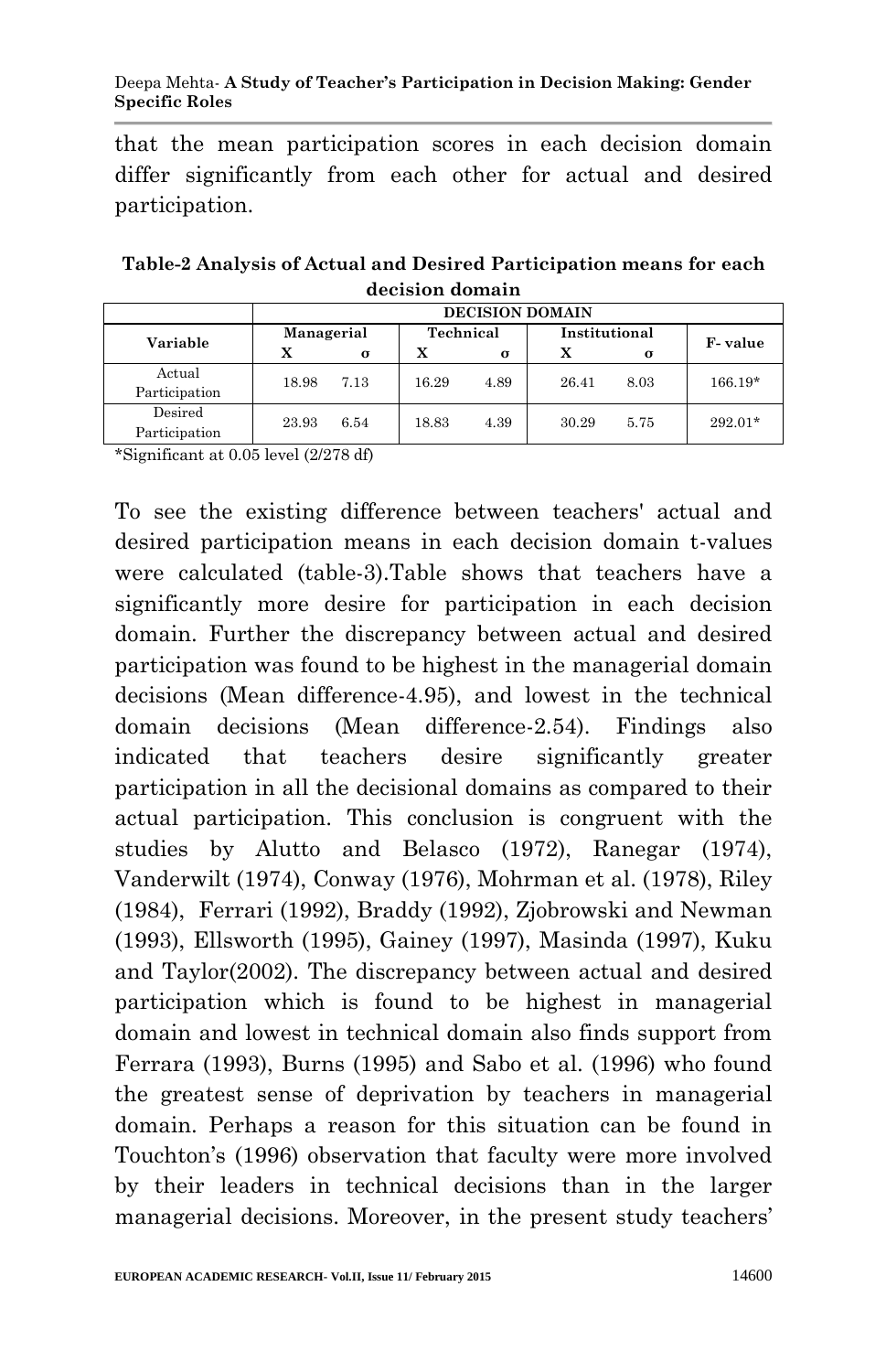that the mean participation scores in each decision domain differ significantly from each other for actual and desired participation.

**Table-2 Analysis of Actual and Desired Participation means for each decision domain**

| Variable | DECISION DOMAIN | | | | | | |
|---|---|---|---|---|---|---|---|
| | Managerial | | Technical | | Institutional | | F- value |
| | X | σ | X | σ | X | σ | |
| Actual Participation | 18.98 | 7.13 | 16.29 | 4.89 | 26.41 | 8.03 | 166.19* |
| Desired Participation | 23.93 | 6.54 | 18.83 | 4.39 | 30.29 | 5.75 | 292.01* |

*Significant at 0.05 level (2/278 df)

To see the existing difference between teachers' actual and desired participation means in each decision domain t-values were calculated (table-3).Table shows that teachers have a significantly more desire for participation in each decision domain. Further the discrepancy between actual and desired participation was found to be highest in the managerial domain decisions (Mean difference-4.95), and lowest in the technical domain decisions (Mean difference-2.54). Findings also indicated that teachers desire significantly greater participation in all the decisional domains as compared to their actual participation. This conclusion is congruent with the studies by Alutto and Belasco (1972), Ranegar (1974), Vanderwilt (1974), Conway (1976), Mohrman et al. (1978), Riley (1984), Ferrari (1992), Braddy (1992), Zjobrowski and Newman (1993), Ellsworth (1995), Gainey (1997), Masinda (1997), Kuku and Taylor(2002). The discrepancy between actual and desired participation which is found to be highest in managerial domain and lowest in technical domain also finds support from Ferrara (1993), Burns (1995) and Sabo et al. (1996) who found the greatest sense of deprivation by teachers in managerial domain. Perhaps a reason for this situation can be found in Touchton's (1996) observation that faculty were more involved by their leaders in technical decisions than in the larger managerial decisions. Moreover, in the present study teachers'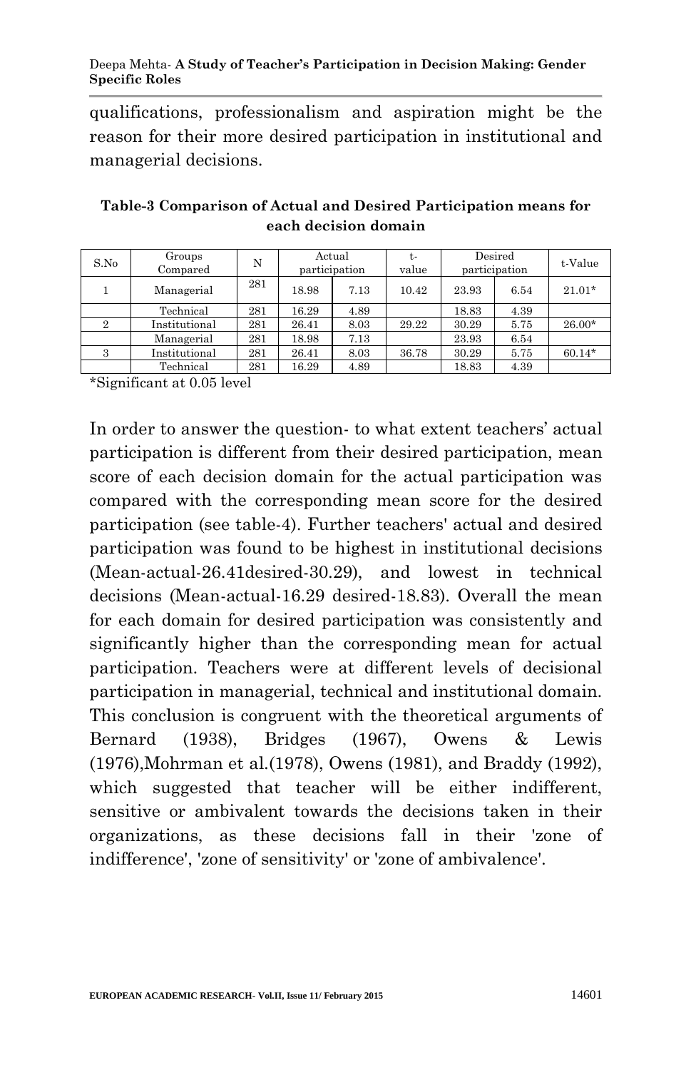qualifications, professionalism and aspiration might be the reason for their more desired participation in institutional and managerial decisions.

**Table-3 Comparison of Actual and Desired Participation means for each decision domain**

| S.No | Groups Compared | N | Actual participation | | t-value | Desired participation | | t-Value |
|---|---|---|---|---|---|---|---|---|
| 1 | Managerial | 281 | 18.98 | 7.13 | 10.42 | 23.93 | 6.54 | 21.01* |
| | Technical | 281 | 16.29 | 4.89 | | 18.83 | 4.39 | |
| 2 | Institutional | 281 | 26.41 | 8.03 | 29.22 | 30.29 | 5.75 | 26.00* |
| | Managerial | 281 | 18.98 | 7.13 | | 23.93 | 6.54 | |
| 3 | Institutional | 281 | 26.41 | 8.03 | 36.78 | 30.29 | 5.75 | 60.14* |
| | Technical | 281 | 16.29 | 4.89 | | 18.83 | 4.39 | |

*Significant at 0.05 level

In order to answer the question- to what extent teachers' actual participation is different from their desired participation, mean score of each decision domain for the actual participation was compared with the corresponding mean score for the desired participation (see table-4). Further teachers' actual and desired participation was found to be highest in institutional decisions (Mean-actual-26.41desired-30.29), and lowest in technical decisions (Mean-actual-16.29 desired-18.83). Overall the mean for each domain for desired participation was consistently and significantly higher than the corresponding mean for actual participation. Teachers were at different levels of decisional participation in managerial, technical and institutional domain. This conclusion is congruent with the theoretical arguments of Bernard (1938), Bridges (1967), Owens & Lewis (1976),Mohrman et al.(1978), Owens (1981), and Braddy (1992), which suggested that teacher will be either indifferent, sensitive or ambivalent towards the decisions taken in their organizations, as these decisions fall in their 'zone of indifference', 'zone of sensitivity' or 'zone of ambivalence'.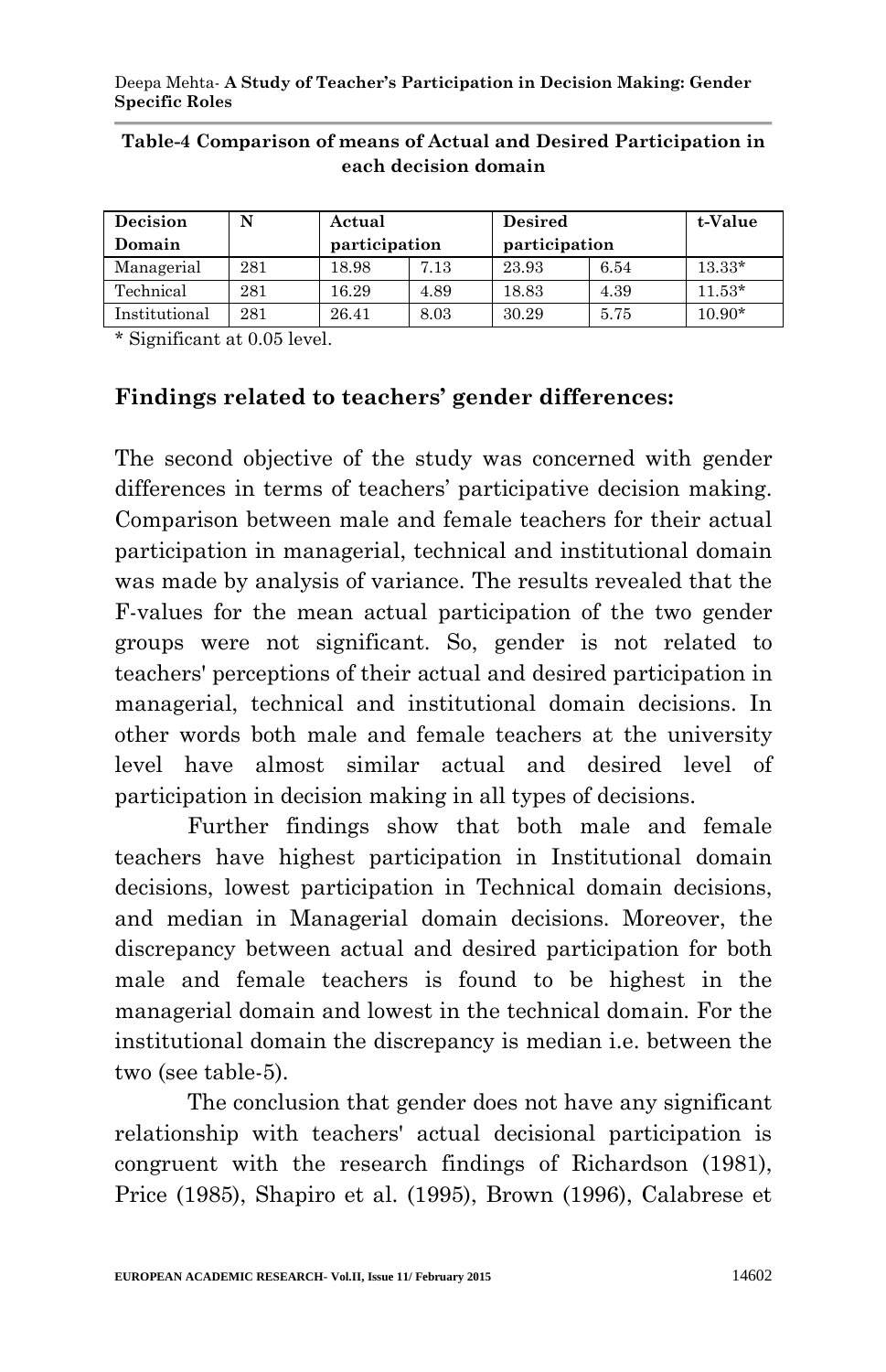**Table-4 Comparison of means of Actual and Desired Participation in each decision domain**

| Decision Domain | N | Actual participation | | Desired participation | | t-Value |
|---|---|---|---|---|---|---|
| Managerial | 281 | 18.98 | 7.13 | 23.93 | 6.54 | 13.33* |
| Technical | 281 | 16.29 | 4.89 | 18.83 | 4.39 | 11.53* |
| Institutional | 281 | 26.41 | 8.03 | 30.29 | 5.75 | 10.90* |

* Significant at 0.05 level.

## Findings related to teachers' gender differences:

The second objective of the study was concerned with gender differences in terms of teachers' participative decision making. Comparison between male and female teachers for their actual participation in managerial, technical and institutional domain was made by analysis of variance. The results revealed that the F-values for the mean actual participation of the two gender groups were not significant. So, gender is not related to teachers' perceptions of their actual and desired participation in managerial, technical and institutional domain decisions. In other words both male and female teachers at the university level have almost similar actual and desired level of participation in decision making in all types of decisions.

Further findings show that both male and female teachers have highest participation in Institutional domain decisions, lowest participation in Technical domain decisions, and median in Managerial domain decisions. Moreover, the discrepancy between actual and desired participation for both male and female teachers is found to be highest in the managerial domain and lowest in the technical domain. For the institutional domain the discrepancy is median i.e. between the two (see table-5).

The conclusion that gender does not have any significant relationship with teachers' actual decisional participation is congruent with the research findings of Richardson (1981), Price (1985), Shapiro et al. (1995), Brown (1996), Calabrese et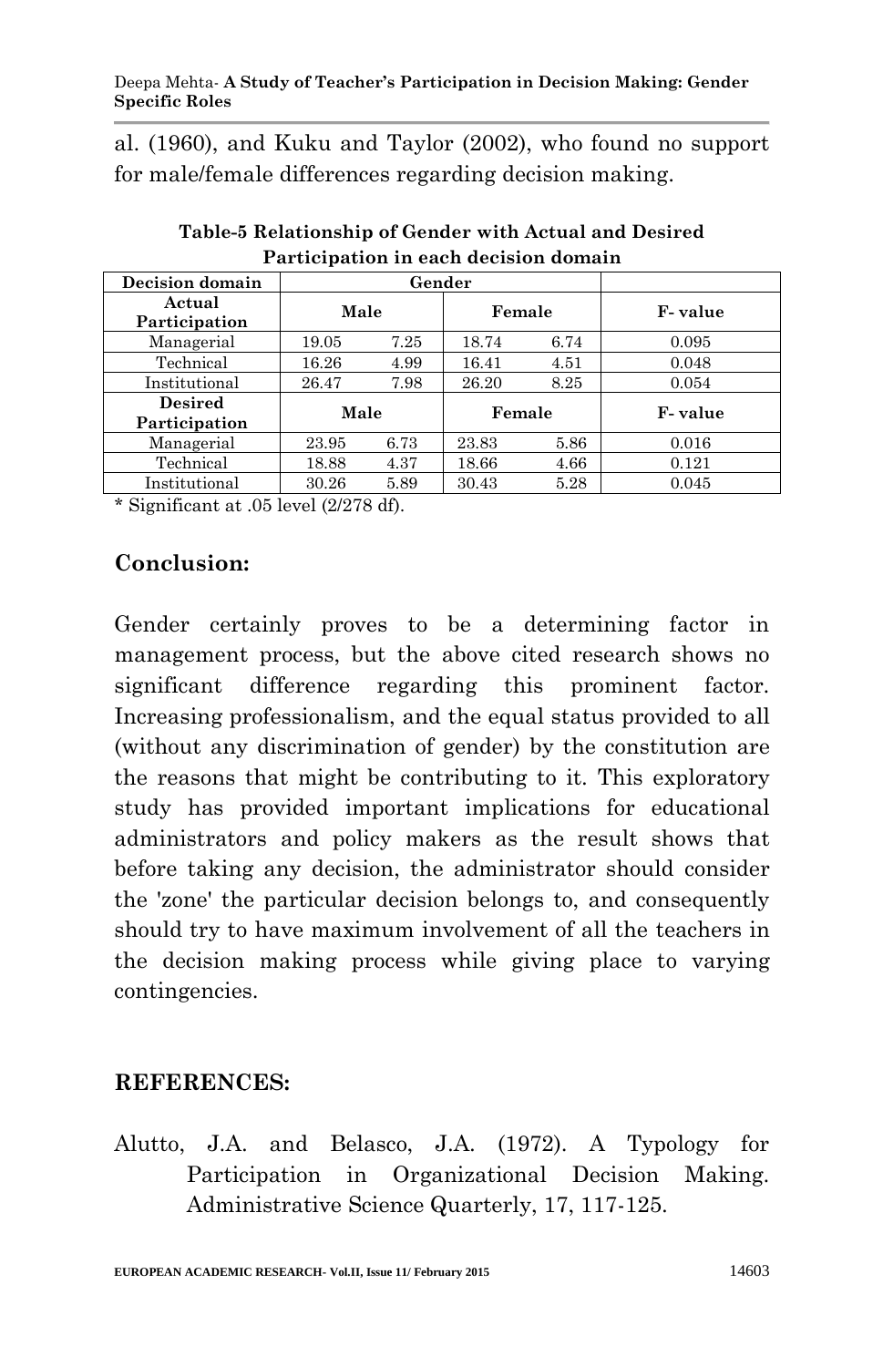al. (1960), and Kuku and Taylor (2002), who found no support for male/female differences regarding decision making.

**Table-5 Relationship of Gender with Actual and Desired Participation in each decision domain**

| Decision domain | Gender | | | | |
|---|---|---|---|---|---|
| **Actual Participation** | **Male** | | **Female** | | **F- value** |
| Managerial | 19.05 | 7.25 | 18.74 | 6.74 | 0.095 |
| Technical | 16.26 | 4.99 | 16.41 | 4.51 | 0.048 |
| Institutional | 26.47 | 7.98 | 26.20 | 8.25 | 0.054 |
| **Desired Participation** | **Male** | | **Female** | | **F- value** |
| Managerial | 23.95 | 6.73 | 23.83 | 5.86 | 0.016 |
| Technical | 18.88 | 4.37 | 18.66 | 4.66 | 0.121 |
| Institutional | 30.26 | 5.89 | 30.43 | 5.28 | 0.045 |

* Significant at .05 level (2/278 df).

## Conclusion:

Gender certainly proves to be a determining factor in management process, but the above cited research shows no significant difference regarding this prominent factor. Increasing professionalism, and the equal status provided to all (without any discrimination of gender) by the constitution are the reasons that might be contributing to it. This exploratory study has provided important implications for educational administrators and policy makers as the result shows that before taking any decision, the administrator should consider the 'zone' the particular decision belongs to, and consequently should try to have maximum involvement of all the teachers in the decision making process while giving place to varying contingencies.

## REFERENCES:

Alutto, J.A. and Belasco, J.A. (1972). A Typology for Participation in Organizational Decision Making. Administrative Science Quarterly, 17, 117-125.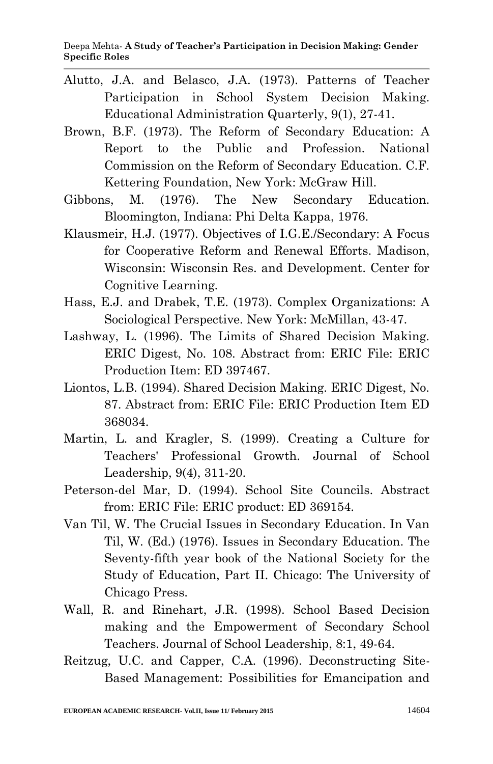Alutto, J.A. and Belasco, J.A. (1973). Patterns of Teacher Participation in School System Decision Making. Educational Administration Quarterly, 9(1), 27-41.

Brown, B.F. (1973). The Reform of Secondary Education: A Report to the Public and Profession. National Commission on the Reform of Secondary Education. C.F. Kettering Foundation, New York: McGraw Hill.

Gibbons, M. (1976). The New Secondary Education. Bloomington, Indiana: Phi Delta Kappa, 1976.

Klausmeir, H.J. (1977). Objectives of I.G.E./Secondary: A Focus for Cooperative Reform and Renewal Efforts. Madison, Wisconsin: Wisconsin Res. and Development. Center for Cognitive Learning.

Hass, E.J. and Drabek, T.E. (1973). Complex Organizations: A Sociological Perspective. New York: McMillan, 43-47.

Lashway, L. (1996). The Limits of Shared Decision Making. ERIC Digest, No. 108. Abstract from: ERIC File: ERIC Production Item: ED 397467.

Liontos, L.B. (1994). Shared Decision Making. ERIC Digest, No. 87. Abstract from: ERIC File: ERIC Production Item ED 368034.

Martin, L. and Kragler, S. (1999). Creating a Culture for Teachers' Professional Growth. Journal of School Leadership, 9(4), 311-20.

Peterson-del Mar, D. (1994). School Site Councils. Abstract from: ERIC File: ERIC product: ED 369154.

Van Til, W. The Crucial Issues in Secondary Education. In Van Til, W. (Ed.) (1976). Issues in Secondary Education. The Seventy-fifth year book of the National Society for the Study of Education, Part II. Chicago: The University of Chicago Press.

Wall, R. and Rinehart, J.R. (1998). School Based Decision making and the Empowerment of Secondary School Teachers. Journal of School Leadership, 8:1, 49-64.

Reitzug, U.C. and Capper, C.A. (1996). Deconstructing Site-Based Management: Possibilities for Emancipation and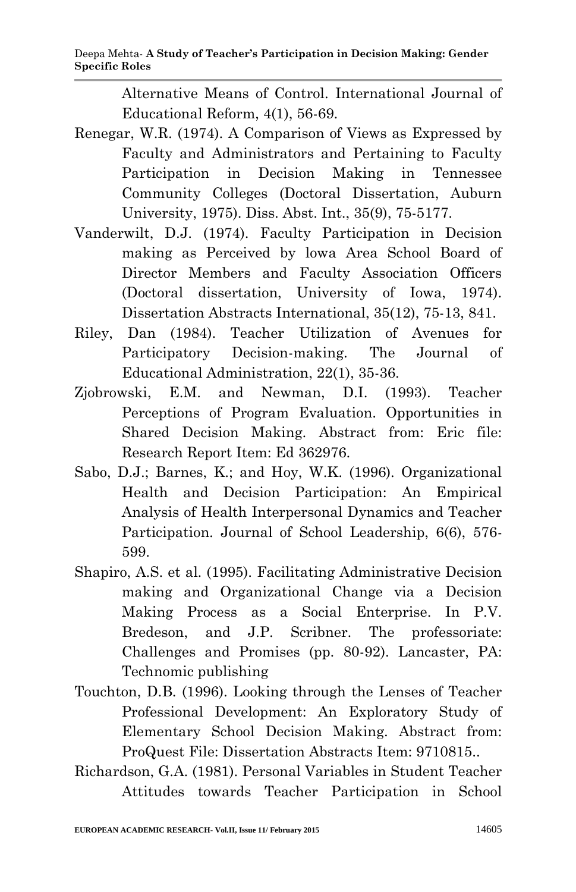Alternative Means of Control. International Journal of Educational Reform, 4(1), 56-69.

Renegar, W.R. (1974). A Comparison of Views as Expressed by Faculty and Administrators and Pertaining to Faculty Participation in Decision Making in Tennessee Community Colleges (Doctoral Dissertation, Auburn University, 1975). Diss. Abst. Int., 35(9), 75-5177.

Vanderwilt, D.J. (1974). Faculty Participation in Decision making as Perceived by lowa Area School Board of Director Members and Faculty Association Officers (Doctoral dissertation, University of Iowa, 1974). Dissertation Abstracts International, 35(12), 75-13, 841.

Riley, Dan (1984). Teacher Utilization of Avenues for Participatory Decision-making. The Journal of Educational Administration, 22(1), 35-36.

Zjobrowski, E.M. and Newman, D.I. (1993). Teacher Perceptions of Program Evaluation. Opportunities in Shared Decision Making. Abstract from: Eric file: Research Report Item: Ed 362976.

Sabo, D.J.; Barnes, K.; and Hoy, W.K. (1996). Organizational Health and Decision Participation: An Empirical Analysis of Health Interpersonal Dynamics and Teacher Participation. Journal of School Leadership, 6(6), 576-599.

Shapiro, A.S. et al. (1995). Facilitating Administrative Decision making and Organizational Change via a Decision Making Process as a Social Enterprise. In P.V. Bredeson, and J.P. Scribner. The professoriate: Challenges and Promises (pp. 80-92). Lancaster, PA: Technomic publishing

Touchton, D.B. (1996). Looking through the Lenses of Teacher Professional Development: An Exploratory Study of Elementary School Decision Making. Abstract from: ProQuest File: Dissertation Abstracts Item: 9710815..

Richardson, G.A. (1981). Personal Variables in Student Teacher Attitudes towards Teacher Participation in School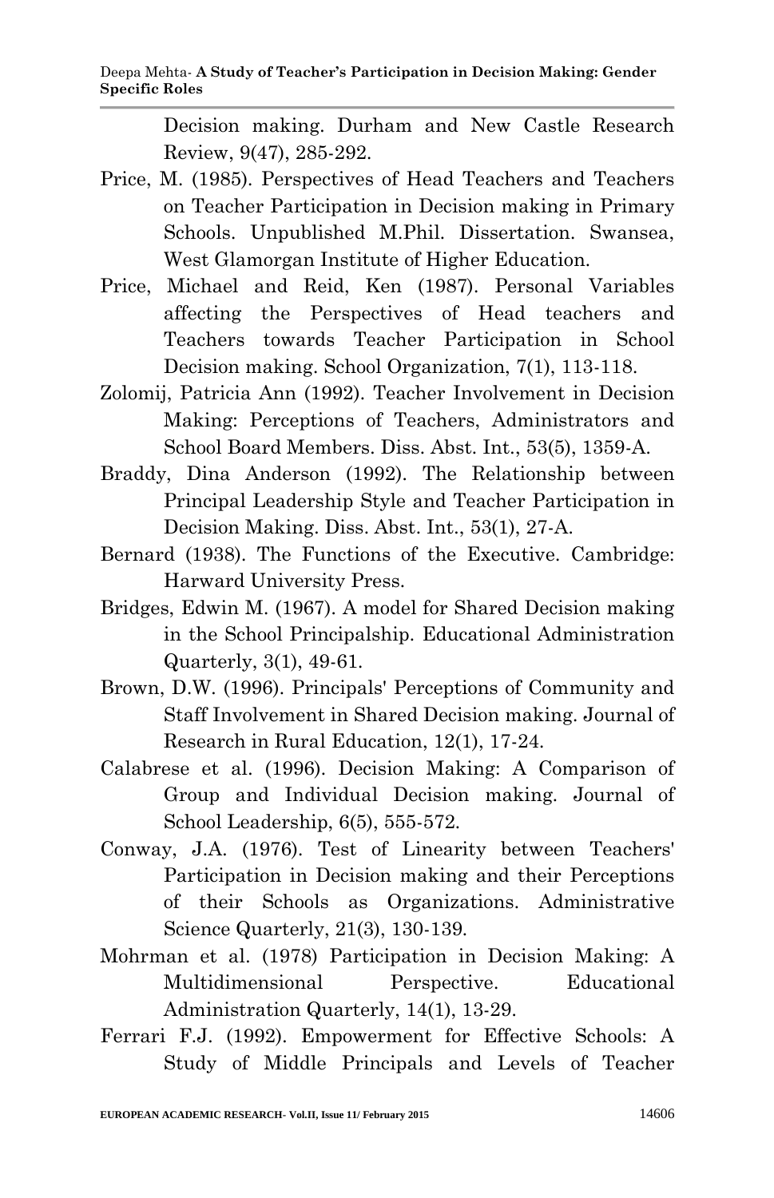Decision making. Durham and New Castle Research Review, 9(47), 285-292.

Price, M. (1985). Perspectives of Head Teachers and Teachers on Teacher Participation in Decision making in Primary Schools. Unpublished M.Phil. Dissertation. Swansea, West Glamorgan Institute of Higher Education.

Price, Michael and Reid, Ken (1987). Personal Variables affecting the Perspectives of Head teachers and Teachers towards Teacher Participation in School Decision making. School Organization, 7(1), 113-118.

Zolomij, Patricia Ann (1992). Teacher Involvement in Decision Making: Perceptions of Teachers, Administrators and School Board Members. Diss. Abst. Int., 53(5), 1359-A.

Braddy, Dina Anderson (1992). The Relationship between Principal Leadership Style and Teacher Participation in Decision Making. Diss. Abst. Int., 53(1), 27-A.

Bernard (1938). The Functions of the Executive. Cambridge: Harward University Press.

Bridges, Edwin M. (1967). A model for Shared Decision making in the School Principalship. Educational Administration Quarterly, 3(1), 49-61.

Brown, D.W. (1996). Principals' Perceptions of Community and Staff Involvement in Shared Decision making. Journal of Research in Rural Education, 12(1), 17-24.

Calabrese et al. (1996). Decision Making: A Comparison of Group and Individual Decision making. Journal of School Leadership, 6(5), 555-572.

Conway, J.A. (1976). Test of Linearity between Teachers' Participation in Decision making and their Perceptions of their Schools as Organizations. Administrative Science Quarterly, 21(3), 130-139.

Mohrman et al. (1978) Participation in Decision Making: A Multidimensional Perspective. Educational Administration Quarterly, 14(1), 13-29.

Ferrari F.J. (1992). Empowerment for Effective Schools: A Study of Middle Principals and Levels of Teacher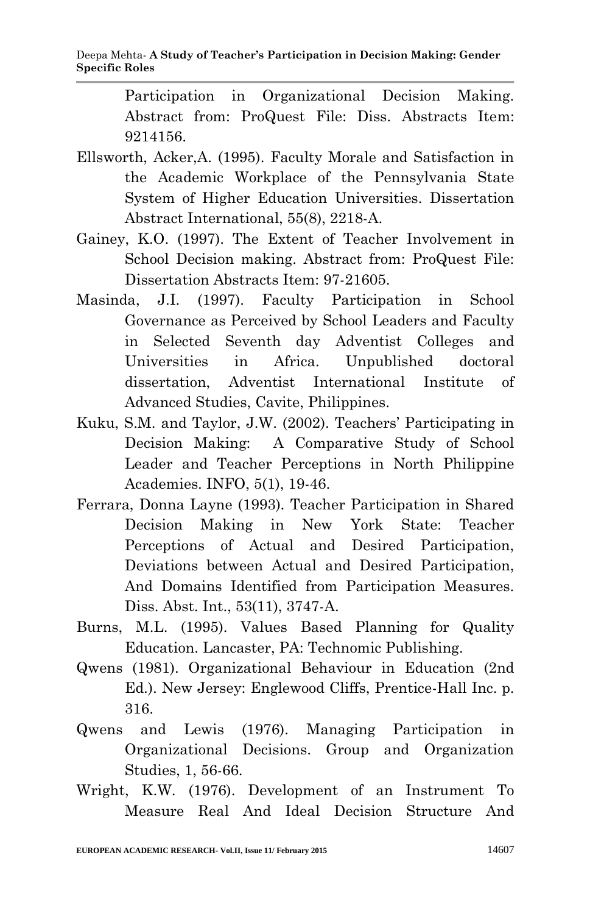Participation in Organizational Decision Making. Abstract from: ProQuest File: Diss. Abstracts Item: 9214156.

Ellsworth, Acker,A. (1995). Faculty Morale and Satisfaction in the Academic Workplace of the Pennsylvania State System of Higher Education Universities. Dissertation Abstract International, 55(8), 2218-A.

Gainey, K.O. (1997). The Extent of Teacher Involvement in School Decision making. Abstract from: ProQuest File: Dissertation Abstracts Item: 97-21605.

Masinda, J.I. (1997). Faculty Participation in School Governance as Perceived by School Leaders and Faculty in Selected Seventh day Adventist Colleges and Universities in Africa. Unpublished doctoral dissertation, Adventist International Institute of Advanced Studies, Cavite, Philippines.

Kuku, S.M. and Taylor, J.W. (2002). Teachers' Participating in Decision Making: A Comparative Study of School Leader and Teacher Perceptions in North Philippine Academies. INFO, 5(1), 19-46.

Ferrara, Donna Layne (1993). Teacher Participation in Shared Decision Making in New York State: Teacher Perceptions of Actual and Desired Participation, Deviations between Actual and Desired Participation, And Domains Identified from Participation Measures. Diss. Abst. Int., 53(11), 3747-A.

Burns, M.L. (1995). Values Based Planning for Quality Education. Lancaster, PA: Technomic Publishing.

Qwens (1981). Organizational Behaviour in Education (2nd Ed.). New Jersey: Englewood Cliffs, Prentice-Hall Inc. p. 316.

Qwens and Lewis (1976). Managing Participation in Organizational Decisions. Group and Organization Studies, 1, 56-66.

Wright, K.W. (1976). Development of an Instrument To Measure Real And Ideal Decision Structure And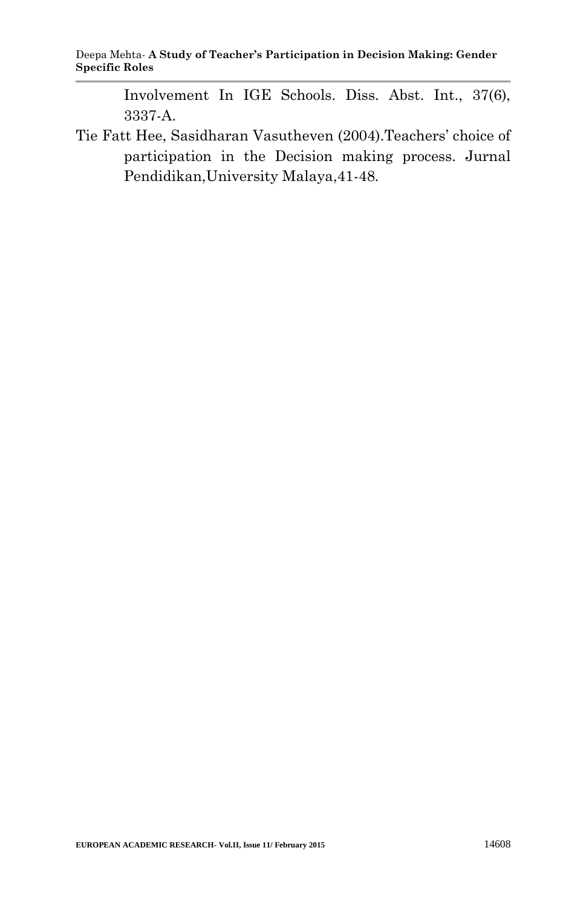Involvement In IGE Schools. Diss. Abst. Int., 37(6), 3337-A.

Tie Fatt Hee, Sasidharan Vasutheven (2004).Teachers' choice of participation in the Decision making process. Jurnal Pendidikan,University Malaya,41-48.